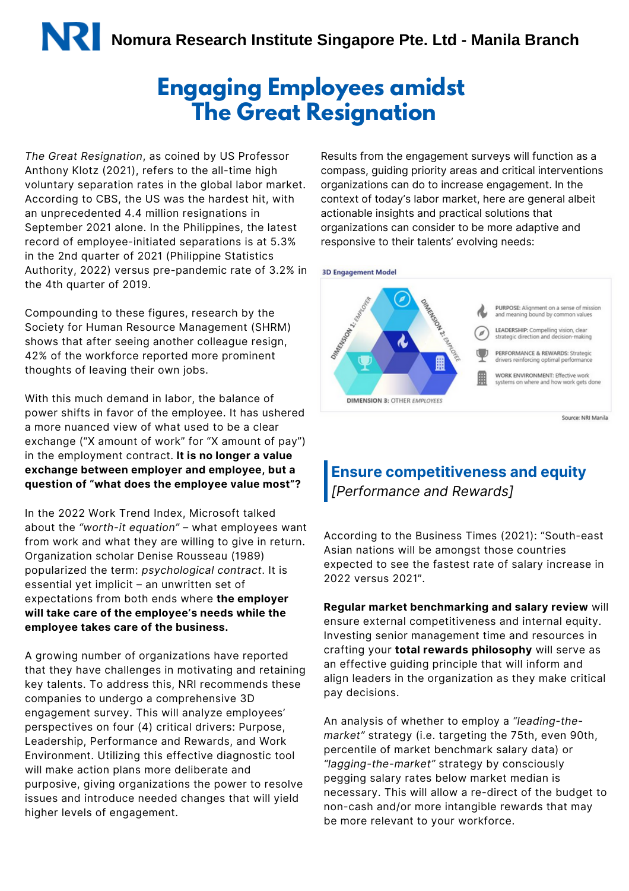**Nomura Research Institute Singapore Pte. Ltd - Manila Branch**

# Engaging Employees amidst The Great Resignation

*The Great Resignation*, as coined by US Professor Anthony Klotz (2021), refers to the all-time high voluntary separation rates in the global labor market. According to CBS, the US was the hardest hit, with an unprecedented 4.4 million resignations in September 2021 alone. In the Philippines, the latest record of employee-initiated separations is at 5.3% in the 2nd quarter of 2021 (Philippine Statistics Authority, 2022) versus pre-pandemic rate of 3.2% in the 4th quarter of 2019.

Compounding to these figures, research by the Society for Human Resource Management (SHRM) shows that after seeing another colleague resign, 42% of the workforce reported more prominent thoughts of leaving their own jobs.

With this much demand in labor, the balance of power shifts in favor of the employee. It has ushered a more nuanced view of what used to be a clear exchange ("X amount of work" for "X amount of pay") in the employment contract. **It is no longer a value exchange between employer and employee, but a question of "what does the employee value most"?**

In the 2022 Work Trend Index, Microsoft talked about the *"worth-it equation"* – what employees want from work and what they are willing to give in return. Organization scholar Denise Rousseau (1989) popularized the term: *psychological contract*. It is essential yet implicit – an unwritten set of expectations from both ends where **the employer will take care of the employee's needs while the employee takes care of the business.**

A growing number of organizations have reported that they have challenges in motivating and retaining key talents. To address this, NRI recommends these companies to undergo a comprehensive 3D engagement survey. This will analyze employees' perspectives on four (4) critical drivers: Purpose, Leadership, Performance and Rewards, and Work Environment. Utilizing this effective diagnostic tool will make action plans more deliberate and purposive, giving organizations the power to resolve issues and introduce needed changes that will yield higher levels of engagement.

Results from the engagement surveys will function as a compass, guiding priority areas and critical interventions organizations can do to increase engagement. In the context of today's labor market, here are general albeit actionable insights and practical solutions that organizations can consider to be more adaptive and responsive to their talents' evolving needs:

**3D Engagement Model**

- DIMENSION 1: EMPLOYER
- DIMENSION 2: EMPLOYEE
- DIMENSION 3: OTHER EMPLOYEES

- PURPOSE: Alignment on a sense of mission and meaning bound by common values
- LEADERSHIP: Compelling vision, clear strategic direction and decision-making
- PERFORMANCE & REWARDS: Strategic drivers reinforcing optimal performance
- WORK ENVIRONMENT: Effective work systems on where and how work gets done

Source: NRI Manila

## Ensure competitiveness and equity
*[Performance and Rewards]*

According to the Business Times (2021): "South-east Asian nations will be amongst those countries expected to see the fastest rate of salary increase in 2022 versus 2021".

**Regular market benchmarking and salary review** will ensure external competitiveness and internal equity. Investing senior management time and resources in crafting your **total rewards philosophy** will serve as an effective guiding principle that will inform and align leaders in the organization as they make critical pay decisions.

An analysis of whether to employ a *"leading-the-market"* strategy (i.e. targeting the 75th, even 90th, percentile of market benchmark salary data) or *"lagging-the-market"* strategy by consciously pegging salary rates below market median is necessary. This will allow a re-direct of the budget to non-cash and/or more intangible rewards that may be more relevant to your workforce.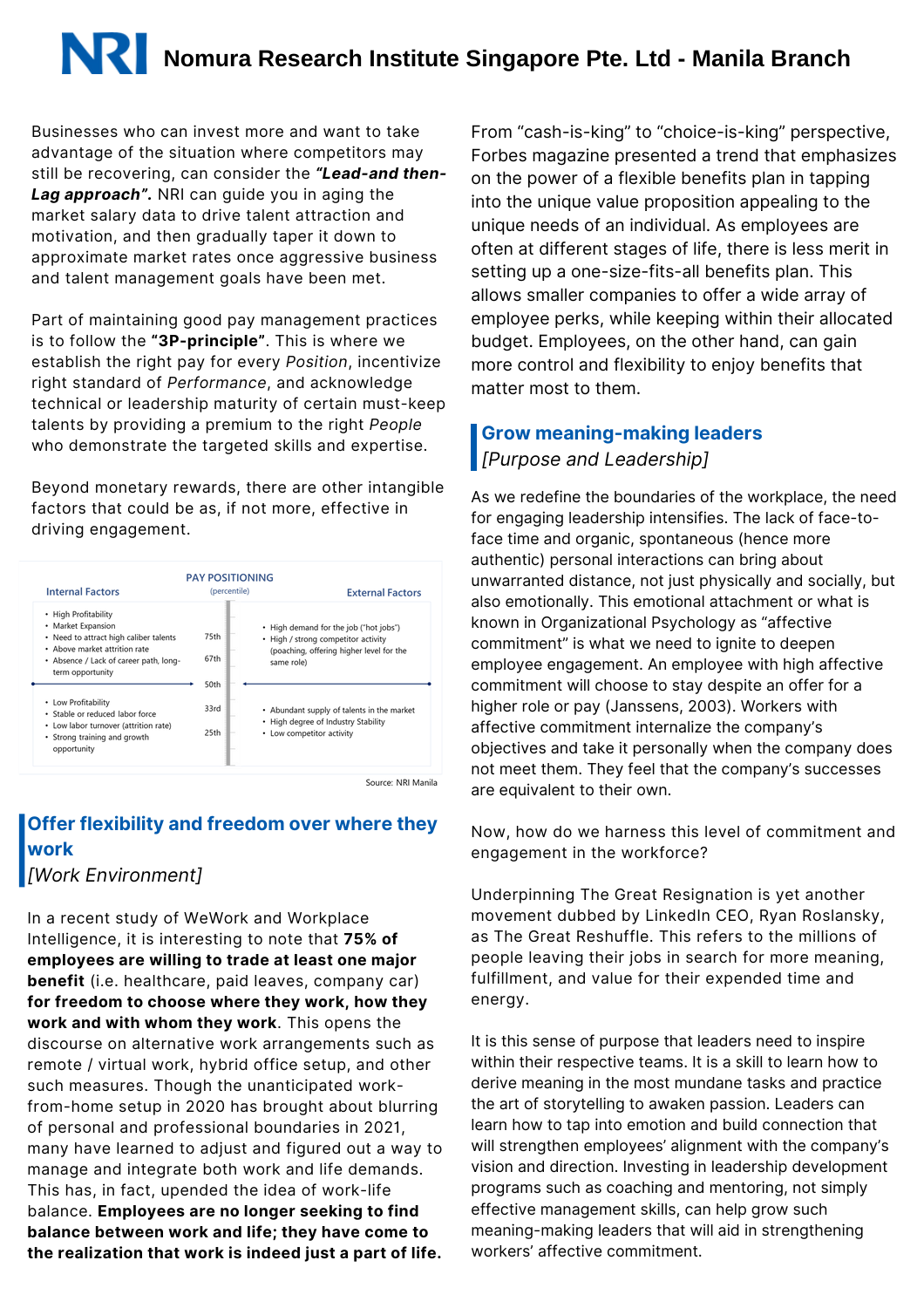Businesses who can invest more and want to take advantage of the situation where competitors may still be recovering, can consider the ***"Lead-and then-Lag approach"***. NRI can guide you in aging the market salary data to drive talent attraction and motivation, and then gradually taper it down to approximate market rates once aggressive business and talent management goals have been met.

Part of maintaining good pay management practices is to follow the **"3P-principle"**. This is where we establish the right pay for every *Position*, incentivize right standard of *Performance*, and acknowledge technical or leadership maturity of certain must-keep talents by providing a premium to the right *People* who demonstrate the targeted skills and expertise.

Beyond monetary rewards, there are other intangible factors that could be as, if not more, effective in driving engagement.

**PAY POSITIONING**

| Internal Factors | (percentile) | External Factors |
|---|---|---|
| • High Profitability<br>• Market Expansion<br>• Need to attract high caliber talents<br>• Above market attrition rate<br>• Absence / Lack of career path, long-term opportunity | 75th<br>67th | • High demand for the job ("hot jobs")<br>• High / strong competitor activity (poaching, offering higher level for the same role) |
| | 50th | |
| • Low Profitability<br>• Stable or reduced labor force<br>• Low labor turnover (attrition rate)<br>• Strong training and growth opportunity | 33rd<br>25th | • Abundant supply of talents in the market<br>• High degree of Industry Stability<br>• Low competitor activity |

Source: NRI Manila

## Offer flexibility and freedom over where they work

*[Work Environment]*

In a recent study of WeWork and Workplace Intelligence, it is interesting to note that **75% of employees are willing to trade at least one major benefit** (i.e. healthcare, paid leaves, company car) **for freedom to choose where they work, how they work and with whom they work**. This opens the discourse on alternative work arrangements such as remote / virtual work, hybrid office setup, and other such measures. Though the unanticipated work-from-home setup in 2020 has brought about blurring of personal and professional boundaries in 2021, many have learned to adjust and figured out a way to manage and integrate both work and life demands. This has, in fact, upended the idea of work-life balance. **Employees are no longer seeking to find balance between work and life; they have come to the realization that work is indeed just a part of life.**

From "cash-is-king" to "choice-is-king" perspective, Forbes magazine presented a trend that emphasizes on the power of a flexible benefits plan in tapping into the unique value proposition appealing to the unique needs of an individual. As employees are often at different stages of life, there is less merit in setting up a one-size-fits-all benefits plan. This allows smaller companies to offer a wide array of employee perks, while keeping within their allocated budget. Employees, on the other hand, can gain more control and flexibility to enjoy benefits that matter most to them.

## Grow meaning-making leaders

*[Purpose and Leadership]*

As we redefine the boundaries of the workplace, the need for engaging leadership intensifies. The lack of face-to-face time and organic, spontaneous (hence more authentic) personal interactions can bring about unwarranted distance, not just physically and socially, but also emotionally. This emotional attachment or what is known in Organizational Psychology as "affective commitment" is what we need to ignite to deepen employee engagement. An employee with high affective commitment will choose to stay despite an offer for a higher role or pay (Janssens, 2003). Workers with affective commitment internalize the company's objectives and take it personally when the company does not meet them. They feel that the company's successes are equivalent to their own.

Now, how do we harness this level of commitment and engagement in the workforce?

Underpinning The Great Resignation is yet another movement dubbed by LinkedIn CEO, Ryan Roslansky, as The Great Reshuffle. This refers to the millions of people leaving their jobs in search for more meaning, fulfillment, and value for their expended time and energy.

It is this sense of purpose that leaders need to inspire within their respective teams. It is a skill to learn how to derive meaning in the most mundane tasks and practice the art of storytelling to awaken passion. Leaders can learn how to tap into emotion and build connection that will strengthen employees' alignment with the company's vision and direction. Investing in leadership development programs such as coaching and mentoring, not simply effective management skills, can help grow such meaning-making leaders that will aid in strengthening workers' affective commitment.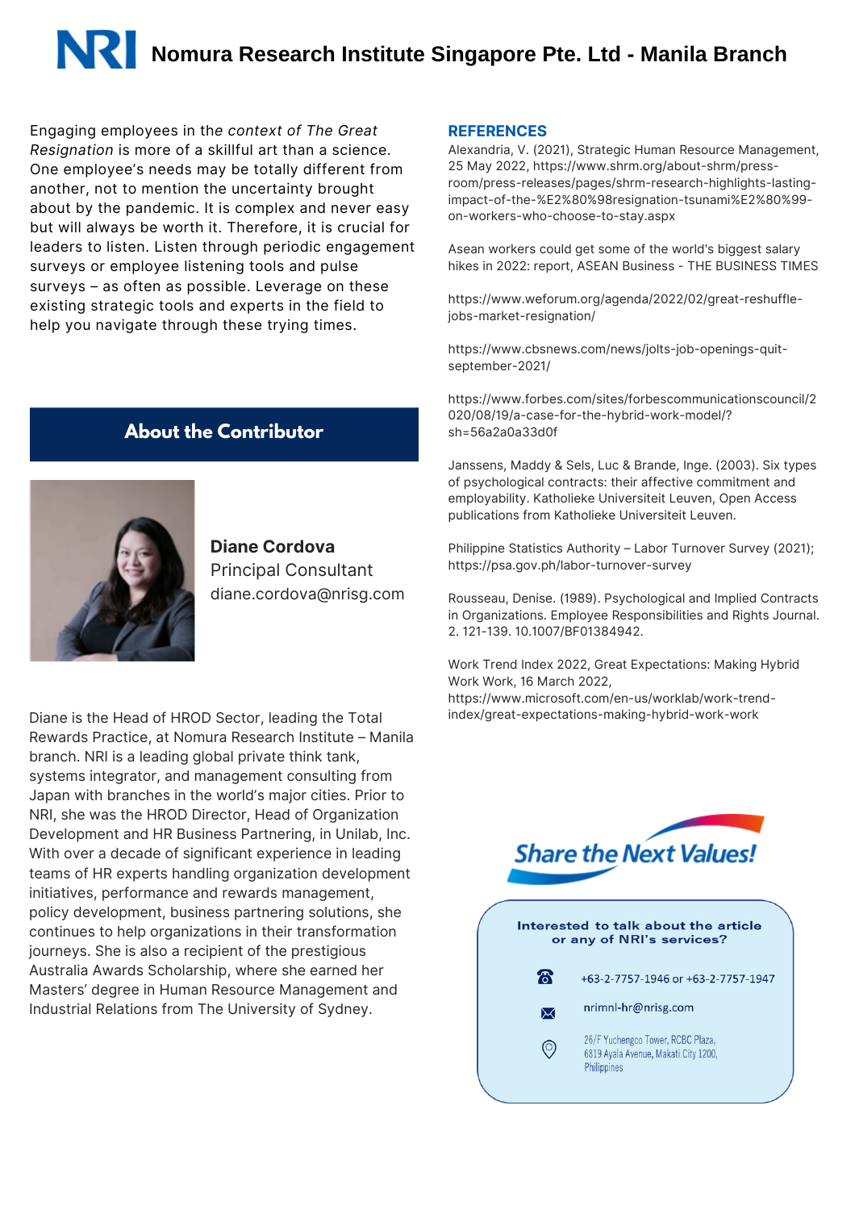# Nomura Research Institute Singapore Pte. Ltd - Manila Branch

Engaging employees in the *context of The Great Resignation* is more of a skillful art than a science. One employee's needs may be totally different from another, not to mention the uncertainty brought about by the pandemic. It is complex and never easy but will always be worth it. Therefore, it is crucial for leaders to listen. Listen through periodic engagement surveys or employee listening tools and pulse surveys – as often as possible. Leverage on these existing strategic tools and experts in the field to help you navigate through these trying times.

## About the Contributor

**Diane Cordova**
Principal Consultant
diane.cordova@nrisg.com

Diane is the Head of HROD Sector, leading the Total Rewards Practice, at Nomura Research Institute – Manila branch. NRI is a leading global private think tank, systems integrator, and management consulting from Japan with branches in the world's major cities. Prior to NRI, she was the HROD Director, Head of Organization Development and HR Business Partnering, in Unilab, Inc. With over a decade of significant experience in leading teams of HR experts handling organization development initiatives, performance and rewards management, policy development, business partnering solutions, she continues to help organizations in their transformation journeys. She is also a recipient of the prestigious Australia Awards Scholarship, where she earned her Masters' degree in Human Resource Management and Industrial Relations from The University of Sydney.

## REFERENCES

Alexandria, V. (2021), Strategic Human Resource Management, 25 May 2022, https://www.shrm.org/about-shrm/press-room/press-releases/pages/shrm-research-highlights-lasting-impact-of-the-%E2%80%98resignation-tsunami%E2%80%99-on-workers-who-choose-to-stay.aspx

Asean workers could get some of the world's biggest salary hikes in 2022: report, ASEAN Business - THE BUSINESS TIMES

https://www.weforum.org/agenda/2022/02/great-reshuffle-jobs-market-resignation/

https://www.cbsnews.com/news/jolts-job-openings-quit-september-2021/

https://www.forbes.com/sites/forbescommunicationscouncil/2020/08/19/a-case-for-the-hybrid-work-model/?sh=56a2a0a33d0f

Janssens, Maddy & Sels, Luc & Brande, Inge. (2003). Six types of psychological contracts: their affective commitment and employability. Katholieke Universiteit Leuven, Open Access publications from Katholieke Universiteit Leuven.

Philippine Statistics Authority – Labor Turnover Survey (2021); https://psa.gov.ph/labor-turnover-survey

Rousseau, Denise. (1989). Psychological and Implied Contracts in Organizations. Employee Responsibilities and Rights Journal. 2. 121-139. 10.1007/BF01384942.

Work Trend Index 2022, Great Expectations: Making Hybrid Work Work, 16 March 2022, https://www.microsoft.com/en-us/worklab/work-trend-index/great-expectations-making-hybrid-work-work

*Share the Next Values!*

**Interested to talk about the article or any of NRI's services?**

+63-2-7757-1946 or +63-2-7757-1947

nrimnl-hr@nrisg.com

26/F Yuchengco Tower, RCBC Plaza, 6819 Ayala Avenue, Makati City 1200, Philippines